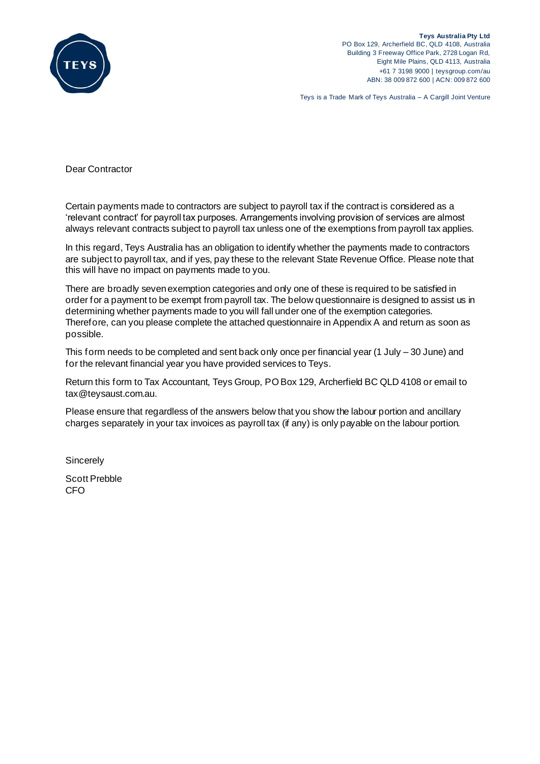**Teys Australia Pty Ltd**
PO Box 129, Archerfield BC, QLD 4108, Australia
Building 3 Freeway Office Park, 2728 Logan Rd,
Eight Mile Plains, QLD 4113, Australia
+61 7 3198 9000 | teysgroup.com/au
ABN: 38 009 872 600 | ACN: 009 872 600

Teys is a Trade Mark of Teys Australia – A Cargill Joint Venture

Dear Contractor

Certain payments made to contractors are subject to payroll tax if the contract is considered as a 'relevant contract' for payroll tax purposes. Arrangements involving provision of services are almost always relevant contracts subject to payroll tax unless one of the exemptions from payroll tax applies.

In this regard, Teys Australia has an obligation to identify whether the payments made to contractors are subject to payroll tax, and if yes, pay these to the relevant State Revenue Office. Please note that this will have no impact on payments made to you.

There are broadly seven exemption categories and only one of these is required to be satisfied in order for a payment to be exempt from payroll tax. The below questionnaire is designed to assist us in determining whether payments made to you will fall under one of the exemption categories. Therefore, can you please complete the attached questionnaire in Appendix A and return as soon as possible.

This form needs to be completed and sent back only once per financial year (1 July – 30 June) and for the relevant financial year you have provided services to Teys.

Return this form to Tax Accountant, Teys Group, PO Box 129, Archerfield BC QLD 4108 or email to tax@teysaust.com.au.

Please ensure that regardless of the answers below that you show the labour portion and ancillary charges separately in your tax invoices as payroll tax (if any) is only payable on the labour portion.

Sincerely

Scott Prebble
CFO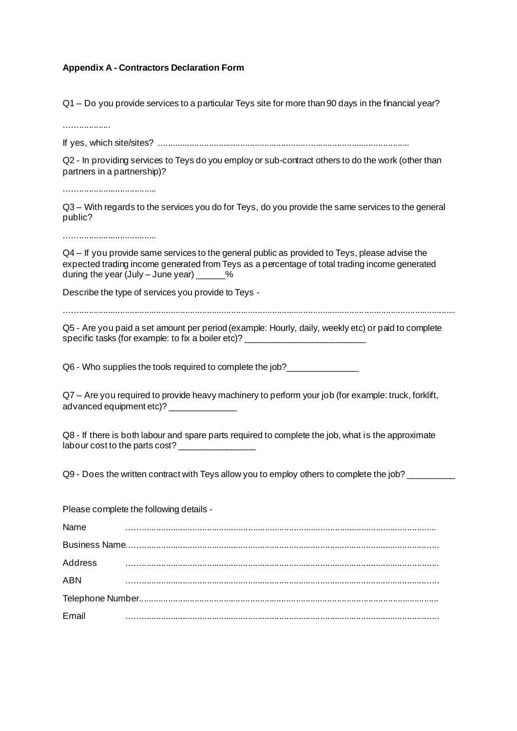**Appendix A - Contractors Declaration Form**

Q1 – Do you provide services to a particular Teys site for more than 90 days in the financial year?

………………

If yes, which site/sites? ……………………………………………………………………………………………

Q2 - In providing services to Teys do you employ or sub-contract others to do the work (other than partners in a partnership)?

………………………………

Q3 – With regards to the services you do for Teys, do you provide the same services to the general public?

………………………………

Q4 – If you provide same services to the general public as provided to Teys, please advise the expected trading income generated from Teys as a percentage of total trading income generated during the year (July – June year) ______%

Describe the type of services you provide to Teys -

………………………………………………………………………………………………………………………………………

Q5 - Are you paid a set amount per period (example: Hourly, daily, weekly etc) or paid to complete specific tasks (for example: to fix a boiler etc)? _________________________

Q6 - Who supplies the tools required to complete the job?_______________

Q7 – Are you required to provide heavy machinery to perform your job (for example: truck, forklift, advanced equipment etc)? ______________

Q8 - If there is both labour and spare parts required to complete the job, what is the approximate labour cost to the parts cost? ________________

Q9 - Does the written contract with Teys allow you to employ others to complete the job? _________

Please complete the following details -

Name ……………………………………………………………………………………………………………

Business Name……………………………………………………………………………………………………

Address ……………………………………………………………………………………………………………

ABN ……………………………………………………………………………………………………………

Telephone Number……………………………………………………………………………………………

Email ……………………………………………………………………………………………………………